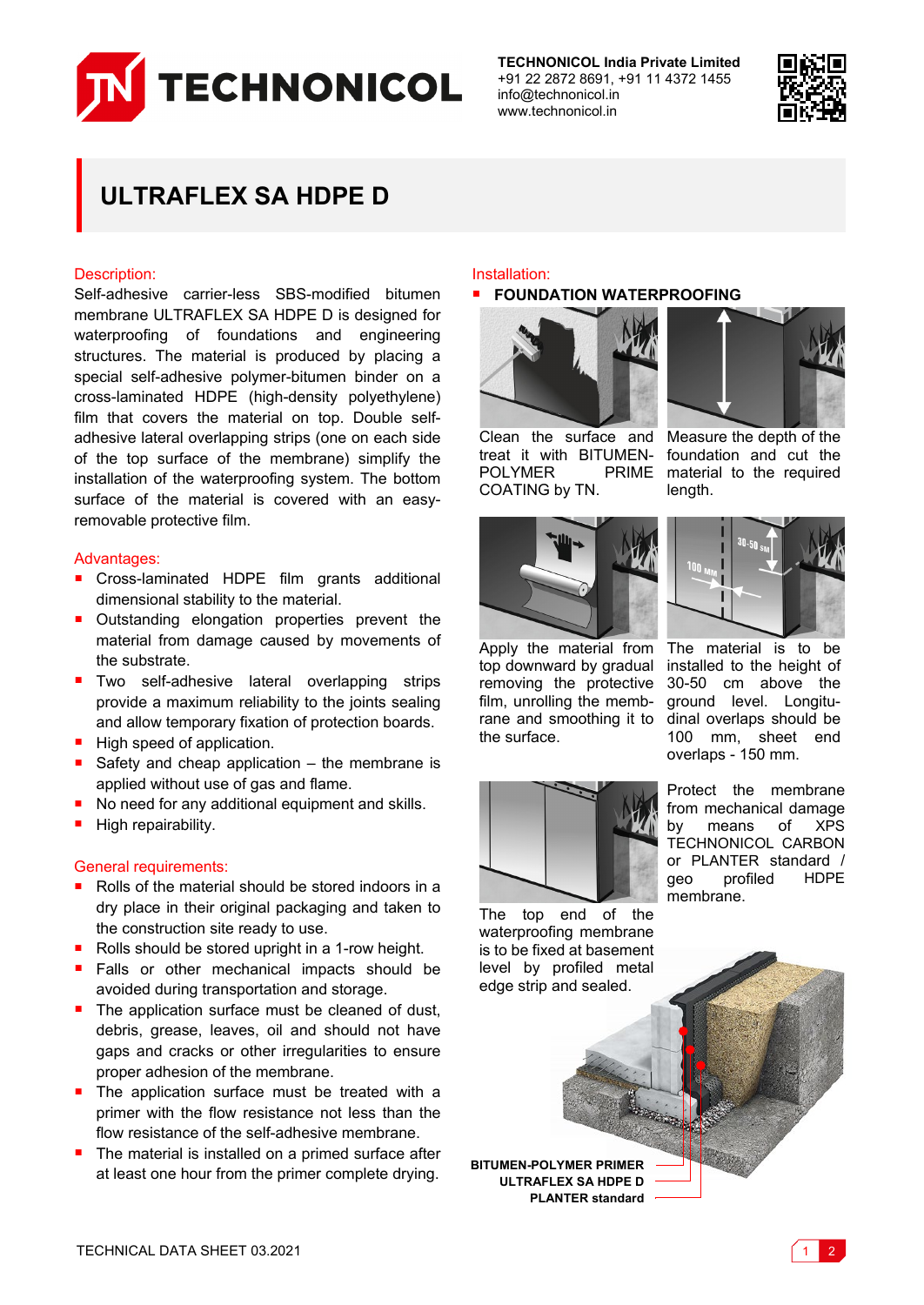**TECHNONICOL India Private Limited**
+91 22 2872 8691, +91 11 4372 1455
info@technonicol.in
www.technonicol.in

# ULTRAFLEX SA HDPE D

## Description:

Self-adhesive carrier-less SBS-modified bitumen membrane ULTRAFLEX SA HDPE D is designed for waterproofing of foundations and engineering structures. The material is produced by placing a special self-adhesive polymer-bitumen binder on a cross-laminated HDPE (high-density polyethylene) film that covers the material on top. Double self-adhesive lateral overlapping strips (one on each side of the top surface of the membrane) simplify the installation of the waterproofing system. The bottom surface of the material is covered with an easy-removable protective film.

## Advantages:

- Cross-laminated HDPE film grants additional dimensional stability to the material.
- Outstanding elongation properties prevent the material from damage caused by movements of the substrate.
- Two self-adhesive lateral overlapping strips provide a maximum reliability to the joints sealing and allow temporary fixation of protection boards.
- High speed of application.
- Safety and cheap application – the membrane is applied without use of gas and flame.
- No need for any additional equipment and skills.
- High repairability.

## General requirements:

- Rolls of the material should be stored indoors in a dry place in their original packaging and taken to the construction site ready to use.
- Rolls should be stored upright in a 1-row height.
- Falls or other mechanical impacts should be avoided during transportation and storage.
- The application surface must be cleaned of dust, debris, grease, leaves, oil and should not have gaps and cracks or other irregularities to ensure proper adhesion of the membrane.
- The application surface must be treated with a primer with the flow resistance not less than the flow resistance of the self-adhesive membrane.
- The material is installed on a primed surface after at least one hour from the primer complete drying.

## Installation:

- **FOUNDATION WATERPROOFING**

Clean the surface and treat it with BITUMEN-POLYMER PRIME COATING by TN.

Measure the depth of the foundation and cut the material to the required length.

Apply the material from top downward by gradual removing the protective film, unrolling the membrane and smoothing it to the surface.

The material is to be installed to the height of 30-50 cm above the ground level. Longitudinal overlaps should be 100 mm, sheet end overlaps - 150 mm.

The top end of the waterproofing membrane is to be fixed at basement level by profiled metal edge strip and sealed.

Protect the membrane from mechanical damage by means of XPS TECHNONICOL CARBON or PLANTER standard / geo profiled HDPE membrane.

BITUMEN-POLYMER PRIMER
ULTRAFLEX SA HDPE D
PLANTER standard

TECHNICAL DATA SHEET 03.2021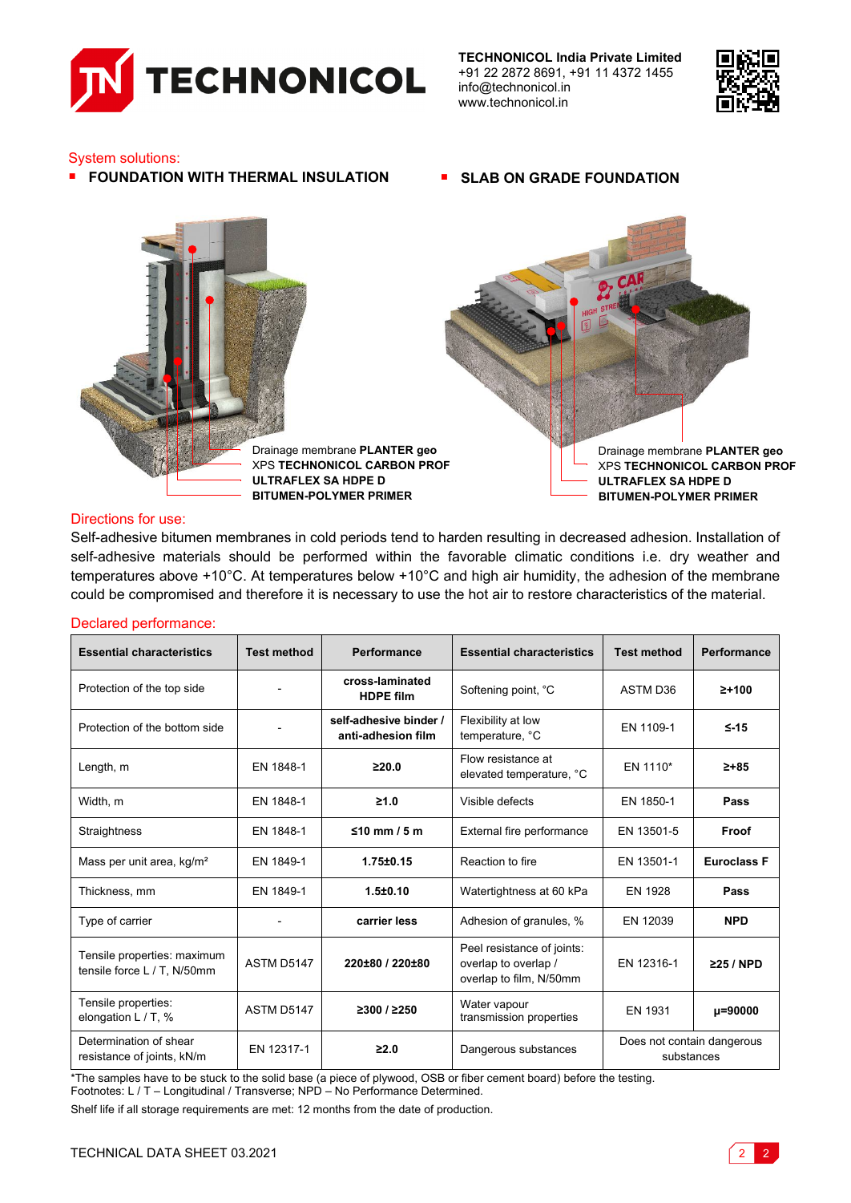**TECHNONICOL India Private Limited**
+91 22 2872 8691, +91 11 4372 1455
info@technonicol.in
www.technonicol.in

System solutions:

- **FOUNDATION WITH THERMAL INSULATION**
- **SLAB ON GRADE FOUNDATION**

Drainage membrane **PLANTER geo**
XPS **TECHNONICOL CARBON PROF**
**ULTRAFLEX SA HDPE D**
**BITUMEN-POLYMER PRIMER**

Drainage membrane **PLANTER geo**
XPS **TECHNONICOL CARBON PROF**
**ULTRAFLEX SA HDPE D**
**BITUMEN-POLYMER PRIMER**

Directions for use:

Self-adhesive bitumen membranes in cold periods tend to harden resulting in decreased adhesion. Installation of self-adhesive materials should be performed within the favorable climatic conditions i.e. dry weather and temperatures above +10°C. At temperatures below +10°C and high air humidity, the adhesion of the membrane could be compromised and therefore it is necessary to use the hot air to restore characteristics of the material.

Declared performance:

| Essential characteristics | Test method | Performance | Essential characteristics | Test method | Performance |
|---|---|---|---|---|---|
| Protection of the top side | - | **cross-laminated HDPE film** | Softening point, °C | ASTM D36 | **≥+100** |
| Protection of the bottom side | - | **self-adhesive binder / anti-adhesion film** | Flexibility at low temperature, °C | EN 1109-1 | **≤-15** |
| Length, m | EN 1848-1 | **≥20.0** | Flow resistance at elevated temperature, °C | EN 1110* | **≥+85** |
| Width, m | EN 1848-1 | **≥1.0** | Visible defects | EN 1850-1 | **Pass** |
| Straightness | EN 1848-1 | **≤10 mm / 5 m** | External fire performance | EN 13501-5 | **Froof** |
| Mass per unit area, kg/m² | EN 1849-1 | **1.75±0.15** | Reaction to fire | EN 13501-1 | **Euroclass F** |
| Thickness, mm | EN 1849-1 | **1.5±0.10** | Watertightness at 60 kPa | EN 1928 | **Pass** |
| Type of carrier | - | **carrier less** | Adhesion of granules, % | EN 12039 | **NPD** |
| Tensile properties: maximum tensile force L / T, N/50mm | ASTM D5147 | **220±80 / 220±80** | Peel resistance of joints: overlap to overlap / overlap to film, N/50mm | EN 12316-1 | **≥25 / NPD** |
| Tensile properties: elongation L / T, % | ASTM D5147 | **≥300 / ≥250** | Water vapour transmission properties | EN 1931 | **μ=90000** |
| Determination of shear resistance of joints, kN/m | EN 12317-1 | **≥2.0** | Dangerous substances | Does not contain dangerous substances | |

*The samples have to be stuck to the solid base (a piece of plywood, OSB or fiber cement board) before the testing.
Footnotes: L / T – Longitudinal / Transverse; NPD – No Performance Determined.

Shelf life if all storage requirements are met: 12 months from the date of production.

TECHNICAL DATA SHEET 03.2021